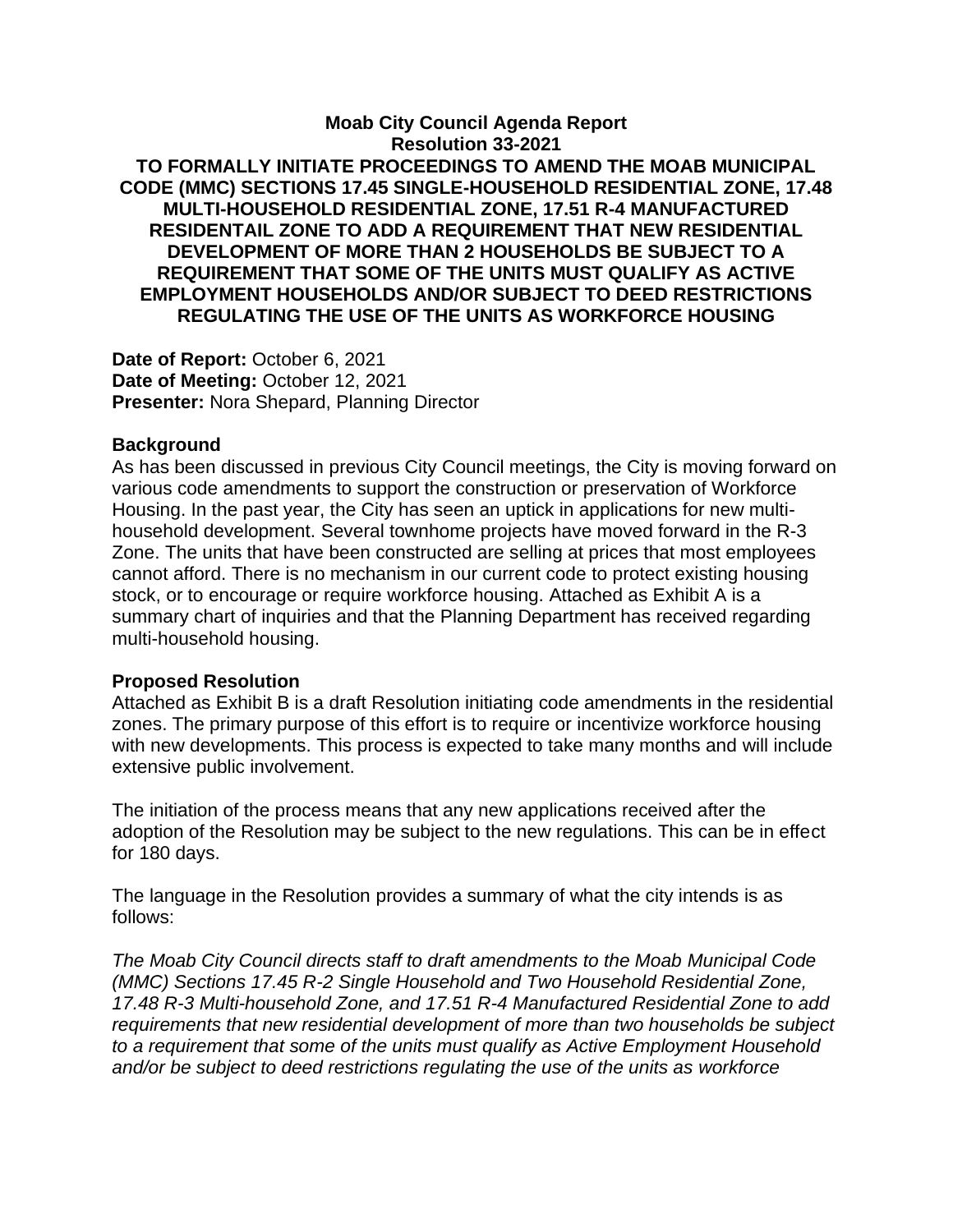# Moab City Council Agenda Report
## Resolution 33-2021
## TO FORMALLY INITIATE PROCEEDINGS TO AMEND THE MOAB MUNICIPAL CODE (MMC) SECTIONS 17.45 SINGLE-HOUSEHOLD RESIDENTIAL ZONE, 17.48 MULTI-HOUSEHOLD RESIDENTIAL ZONE, 17.51 R-4 MANUFACTURED RESIDENTAIL ZONE TO ADD A REQUIREMENT THAT NEW RESIDENTIAL DEVELOPMENT OF MORE THAN 2 HOUSEHOLDS BE SUBJECT TO A REQUIREMENT THAT SOME OF THE UNITS MUST QUALIFY AS ACTIVE EMPLOYMENT HOUSEHOLDS AND/OR SUBJECT TO DEED RESTRICTIONS REGULATING THE USE OF THE UNITS AS WORKFORCE HOUSING

**Date of Report:** October 6, 2021
**Date of Meeting:** October 12, 2021
**Presenter:** Nora Shepard, Planning Director

### Background

As has been discussed in previous City Council meetings, the City is moving forward on various code amendments to support the construction or preservation of Workforce Housing. In the past year, the City has seen an uptick in applications for new multi-household development. Several townhome projects have moved forward in the R-3 Zone. The units that have been constructed are selling at prices that most employees cannot afford. There is no mechanism in our current code to protect existing housing stock, or to encourage or require workforce housing. Attached as Exhibit A is a summary chart of inquiries and that the Planning Department has received regarding multi-household housing.

### Proposed Resolution

Attached as Exhibit B is a draft Resolution initiating code amendments in the residential zones. The primary purpose of this effort is to require or incentivize workforce housing with new developments. This process is expected to take many months and will include extensive public involvement.

The initiation of the process means that any new applications received after the adoption of the Resolution may be subject to the new regulations. This can be in effect for 180 days.

The language in the Resolution provides a summary of what the city intends is as follows:

*The Moab City Council directs staff to draft amendments to the Moab Municipal Code (MMC) Sections 17.45 R-2 Single Household and Two Household Residential Zone, 17.48 R-3 Multi-household Zone, and 17.51 R-4 Manufactured Residential Zone to add requirements that new residential development of more than two households be subject to a requirement that some of the units must qualify as Active Employment Household and/or be subject to deed restrictions regulating the use of the units as workforce*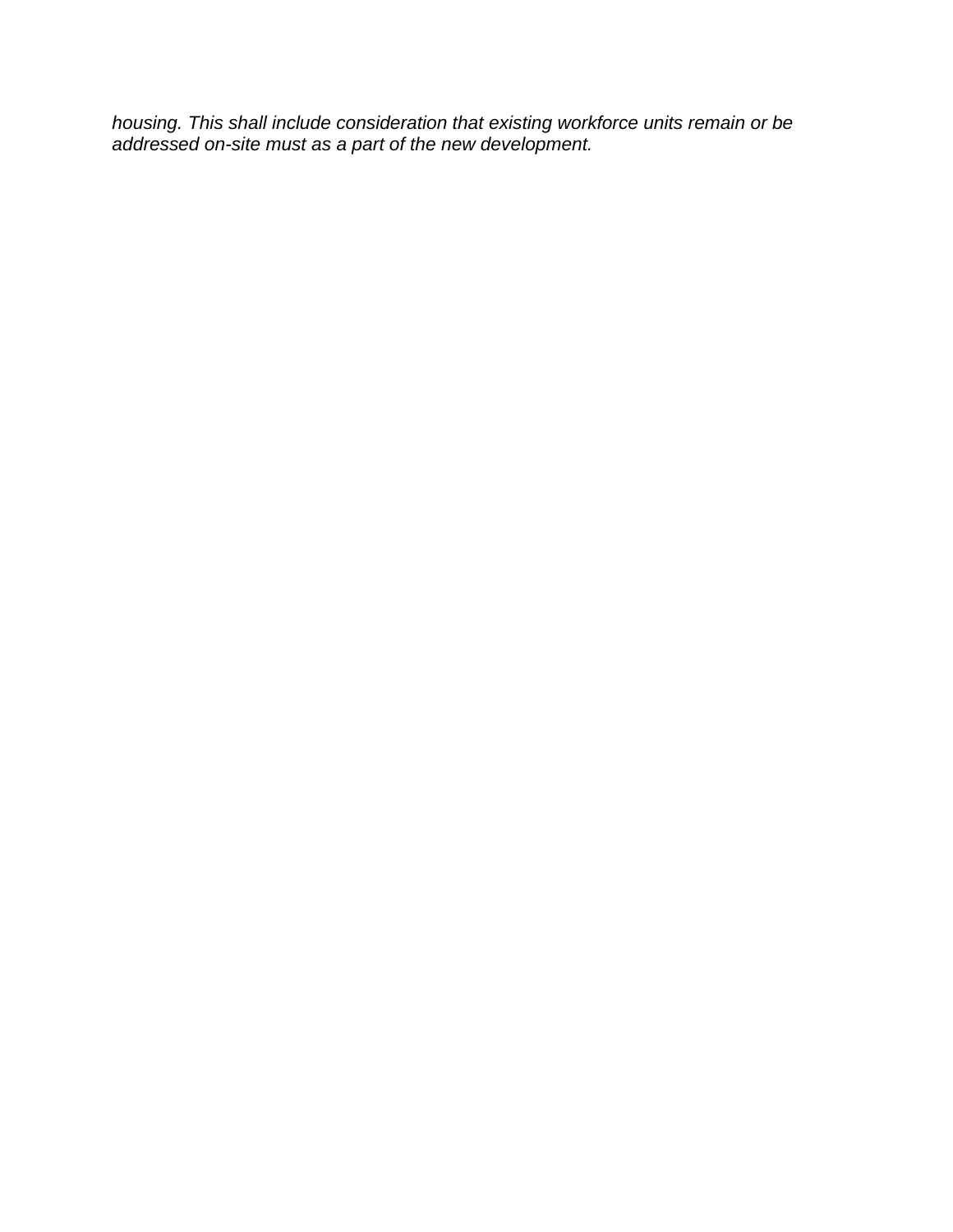*housing. This shall include consideration that existing workforce units remain or be addressed on-site must as a part of the new development.*